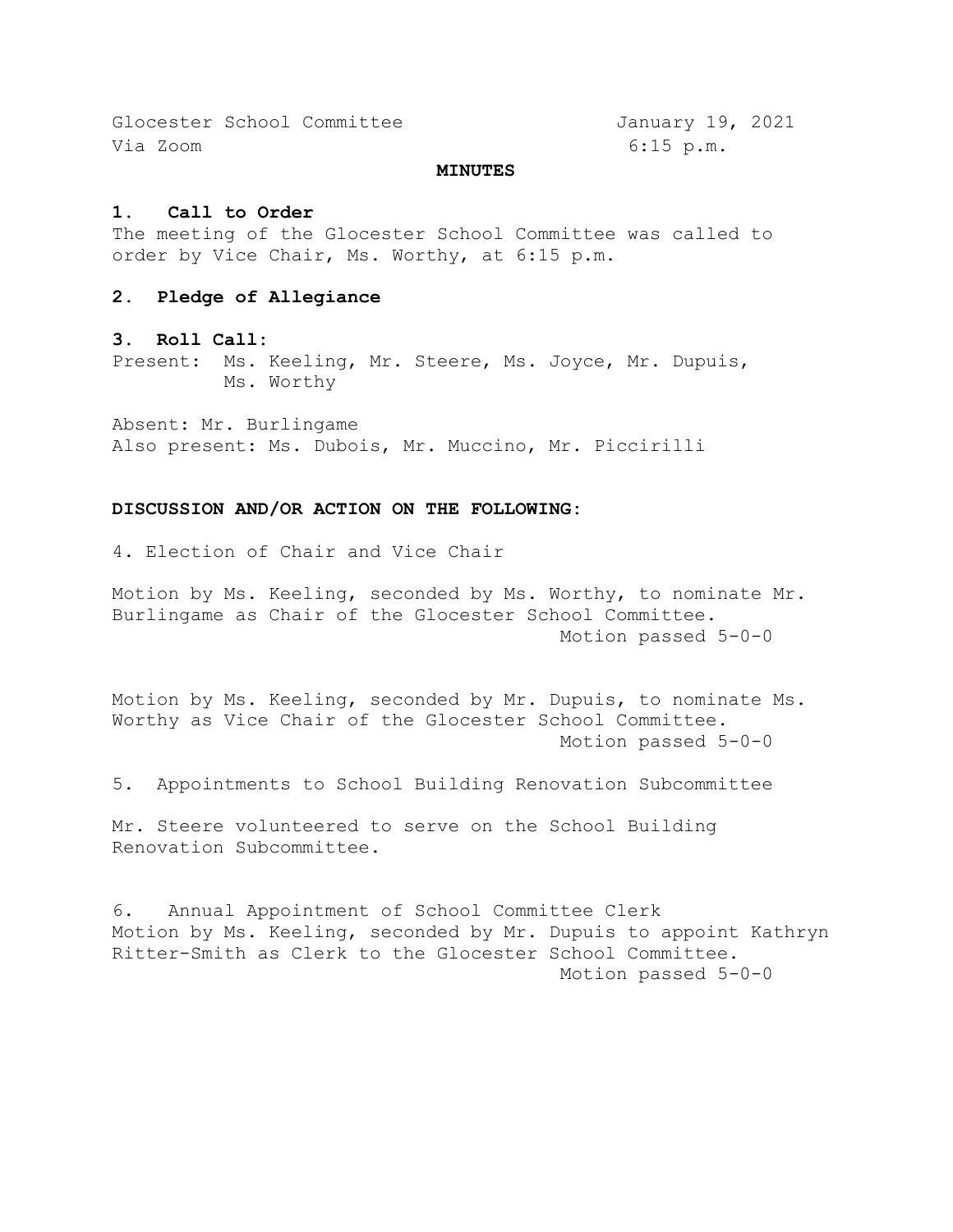Glocester School Committee    January 19, 2021
Via Zoom    6:15 p.m.

**MINUTES**

### 1. Call to Order

The meeting of the Glocester School Committee was called to order by Vice Chair, Ms. Worthy, at 6:15 p.m.

### 2. Pledge of Allegiance

### 3. Roll Call:

Present: Ms. Keeling, Mr. Steere, Ms. Joyce, Mr. Dupuis, Ms. Worthy

Absent: Mr. Burlingame
Also present: Ms. Dubois, Mr. Muccino, Mr. Piccirilli

**DISCUSSION AND/OR ACTION ON THE FOLLOWING:**

4. Election of Chair and Vice Chair

Motion by Ms. Keeling, seconded by Ms. Worthy, to nominate Mr. Burlingame as Chair of the Glocester School Committee.
Motion passed 5-0-0

Motion by Ms. Keeling, seconded by Mr. Dupuis, to nominate Ms. Worthy as Vice Chair of the Glocester School Committee.
Motion passed 5-0-0

5. Appointments to School Building Renovation Subcommittee

Mr. Steere volunteered to serve on the School Building Renovation Subcommittee.

6. Annual Appointment of School Committee Clerk

Motion by Ms. Keeling, seconded by Mr. Dupuis to appoint Kathryn Ritter-Smith as Clerk to the Glocester School Committee.
Motion passed 5-0-0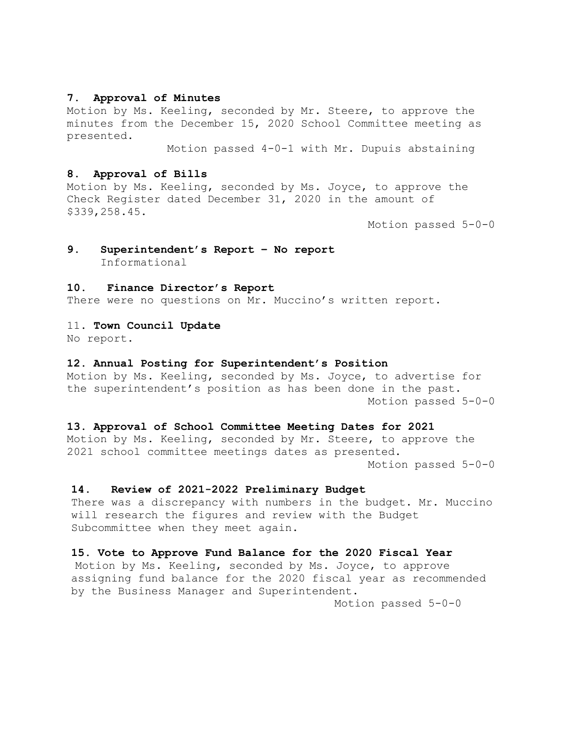**7. Approval of Minutes**

Motion by Ms. Keeling, seconded by Mr. Steere, to approve the minutes from the December 15, 2020 School Committee meeting as presented.

Motion passed 4-0-1 with Mr. Dupuis abstaining

**8. Approval of Bills**

Motion by Ms. Keeling, seconded by Ms. Joyce, to approve the Check Register dated December 31, 2020 in the amount of $339,258.45.

Motion passed 5-0-0

**9. Superintendent's Report – No report**

Informational

**10. Finance Director's Report**

There were no questions on Mr. Muccino's written report.

11. **Town Council Update**

No report.

**12. Annual Posting for Superintendent's Position**

Motion by Ms. Keeling, seconded by Ms. Joyce, to advertise for the superintendent's position as has been done in the past.

Motion passed 5-0-0

**13. Approval of School Committee Meeting Dates for 2021**

Motion by Ms. Keeling, seconded by Mr. Steere, to approve the 2021 school committee meetings dates as presented.

Motion passed 5-0-0

**14. Review of 2021-2022 Preliminary Budget**

There was a discrepancy with numbers in the budget. Mr. Muccino will research the figures and review with the Budget Subcommittee when they meet again.

**15. Vote to Approve Fund Balance for the 2020 Fiscal Year**

Motion by Ms. Keeling, seconded by Ms. Joyce, to approve assigning fund balance for the 2020 fiscal year as recommended by the Business Manager and Superintendent.

Motion passed 5-0-0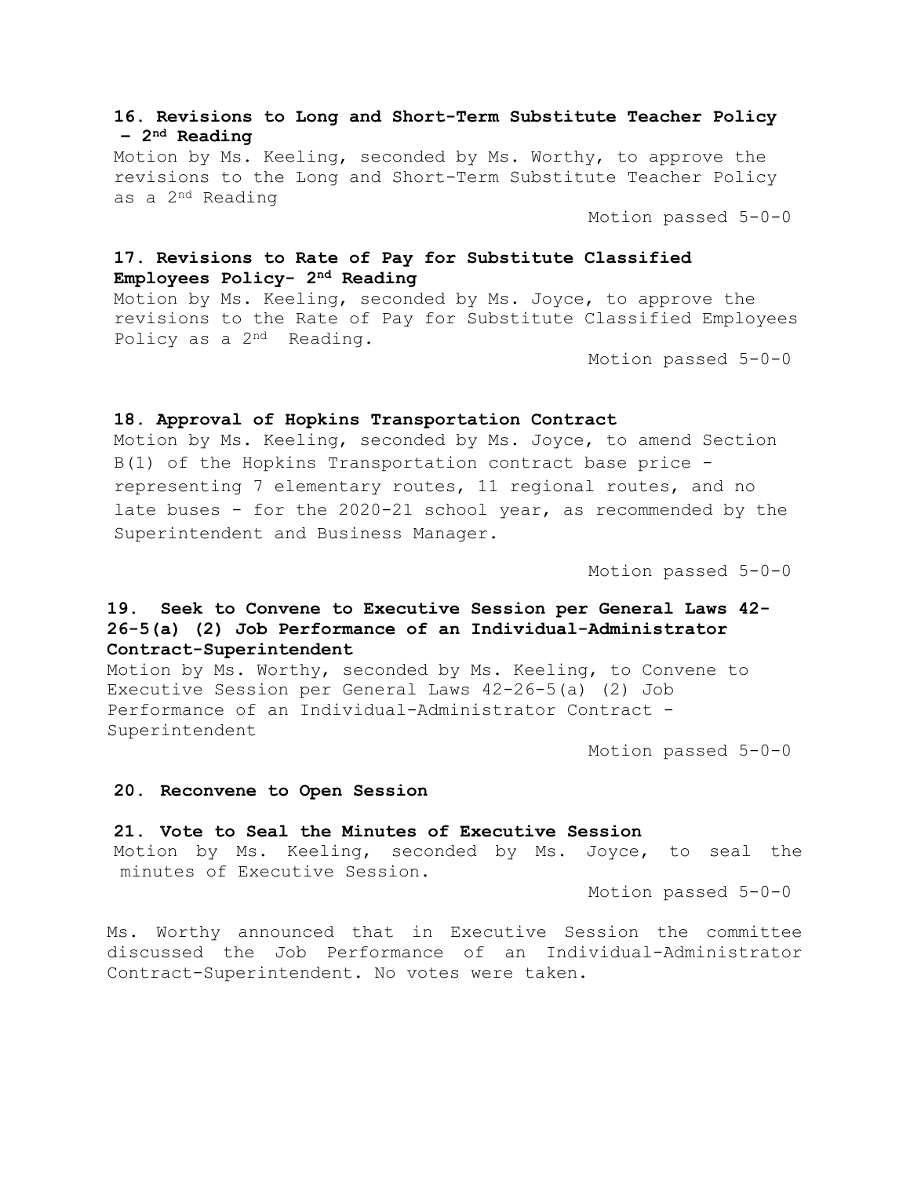**16. Revisions to Long and Short-Term Substitute Teacher Policy – 2nd Reading**

Motion by Ms. Keeling, seconded by Ms. Worthy, to approve the revisions to the Long and Short-Term Substitute Teacher Policy as a 2nd Reading

Motion passed 5-0-0

**17. Revisions to Rate of Pay for Substitute Classified Employees Policy- 2nd Reading**

Motion by Ms. Keeling, seconded by Ms. Joyce, to approve the revisions to the Rate of Pay for Substitute Classified Employees Policy as a 2nd Reading.

Motion passed 5-0-0

**18. Approval of Hopkins Transportation Contract**

Motion by Ms. Keeling, seconded by Ms. Joyce, to amend Section B(1) of the Hopkins Transportation contract base price - representing 7 elementary routes, 11 regional routes, and no late buses - for the 2020-21 school year, as recommended by the Superintendent and Business Manager.

Motion passed 5-0-0

**19. Seek to Convene to Executive Session per General Laws 42-26-5(a) (2) Job Performance of an Individual-Administrator Contract-Superintendent**

Motion by Ms. Worthy, seconded by Ms. Keeling, to Convene to Executive Session per General Laws 42-26-5(a) (2) Job Performance of an Individual-Administrator Contract - Superintendent

Motion passed 5-0-0

**20. Reconvene to Open Session**

**21. Vote to Seal the Minutes of Executive Session**

Motion by Ms. Keeling, seconded by Ms. Joyce, to seal the minutes of Executive Session.

Motion passed 5-0-0

Ms. Worthy announced that in Executive Session the committee discussed the Job Performance of an Individual-Administrator Contract-Superintendent. No votes were taken.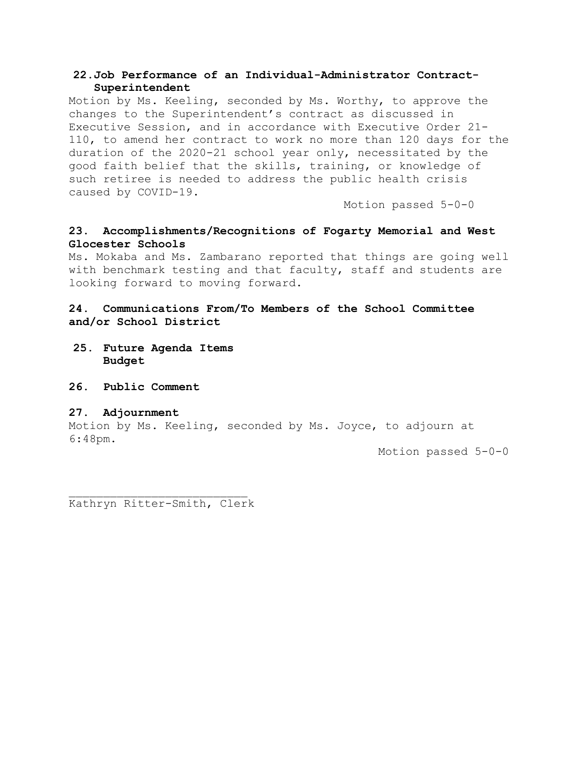### 22. Job Performance of an Individual-Administrator Contract-Superintendent

Motion by Ms. Keeling, seconded by Ms. Worthy, to approve the changes to the Superintendent's contract as discussed in Executive Session, and in accordance with Executive Order 21-110, to amend her contract to work no more than 120 days for the duration of the 2020-21 school year only, necessitated by the good faith belief that the skills, training, or knowledge of such retiree is needed to address the public health crisis caused by COVID-19.

Motion passed 5-0-0

### 23. Accomplishments/Recognitions of Fogarty Memorial and West Glocester Schools

Ms. Mokaba and Ms. Zambarano reported that things are going well with benchmark testing and that faculty, staff and students are looking forward to moving forward.

### 24. Communications From/To Members of the School Committee and/or School District

### 25. Future Agenda Items

**Budget**

### 26. Public Comment

### 27. Adjournment

Motion by Ms. Keeling, seconded by Ms. Joyce, to adjourn at 6:48pm.

Motion passed 5-0-0

___________________________

Kathryn Ritter-Smith, Clerk